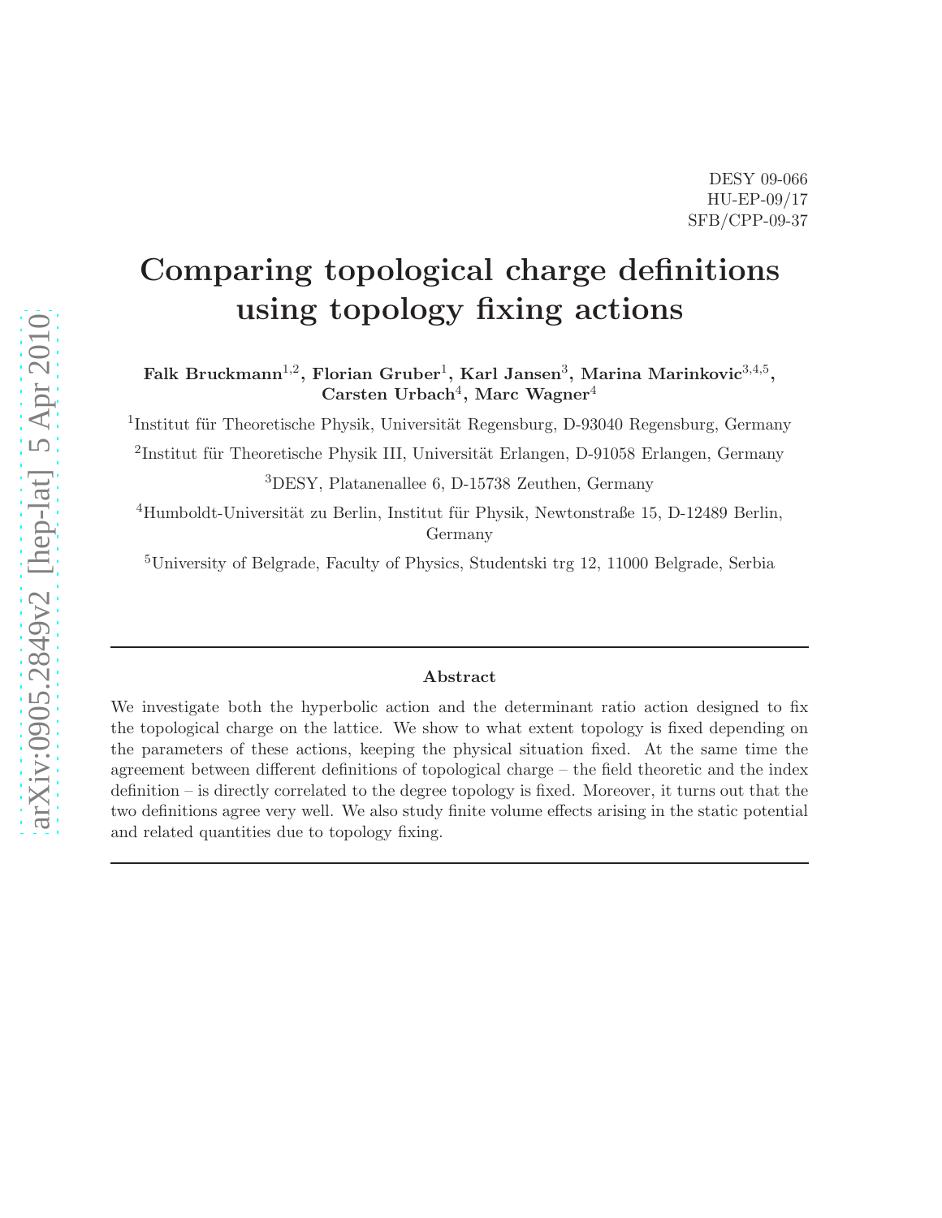DESY 09-066
HU-EP-09/17
SFB/CPP-09-37

# Comparing topological charge definitions using topology fixing actions

**Falk Bruckmann[1,2], Florian Gruber[1], Karl Jansen[3], Marina Marinkovic[3,4,5], Carsten Urbach[4], Marc Wagner[4]**

[1]Institut für Theoretische Physik, Universität Regensburg, D-93040 Regensburg, Germany

[2]Institut für Theoretische Physik III, Universität Erlangen, D-91058 Erlangen, Germany

[3]DESY, Platanenallee 6, D-15738 Zeuthen, Germany

[4]Humboldt-Universität zu Berlin, Institut für Physik, Newtonstraße 15, D-12489 Berlin, Germany

[5]University of Belgrade, Faculty of Physics, Studentski trg 12, 11000 Belgrade, Serbia

## Abstract

We investigate both the hyperbolic action and the determinant ratio action designed to fix the topological charge on the lattice. We show to what extent topology is fixed depending on the parameters of these actions, keeping the physical situation fixed. At the same time the agreement between different definitions of topological charge – the field theoretic and the index definition – is directly correlated to the degree topology is fixed. Moreover, it turns out that the two definitions agree very well. We also study finite volume effects arising in the static potential and related quantities due to topology fixing.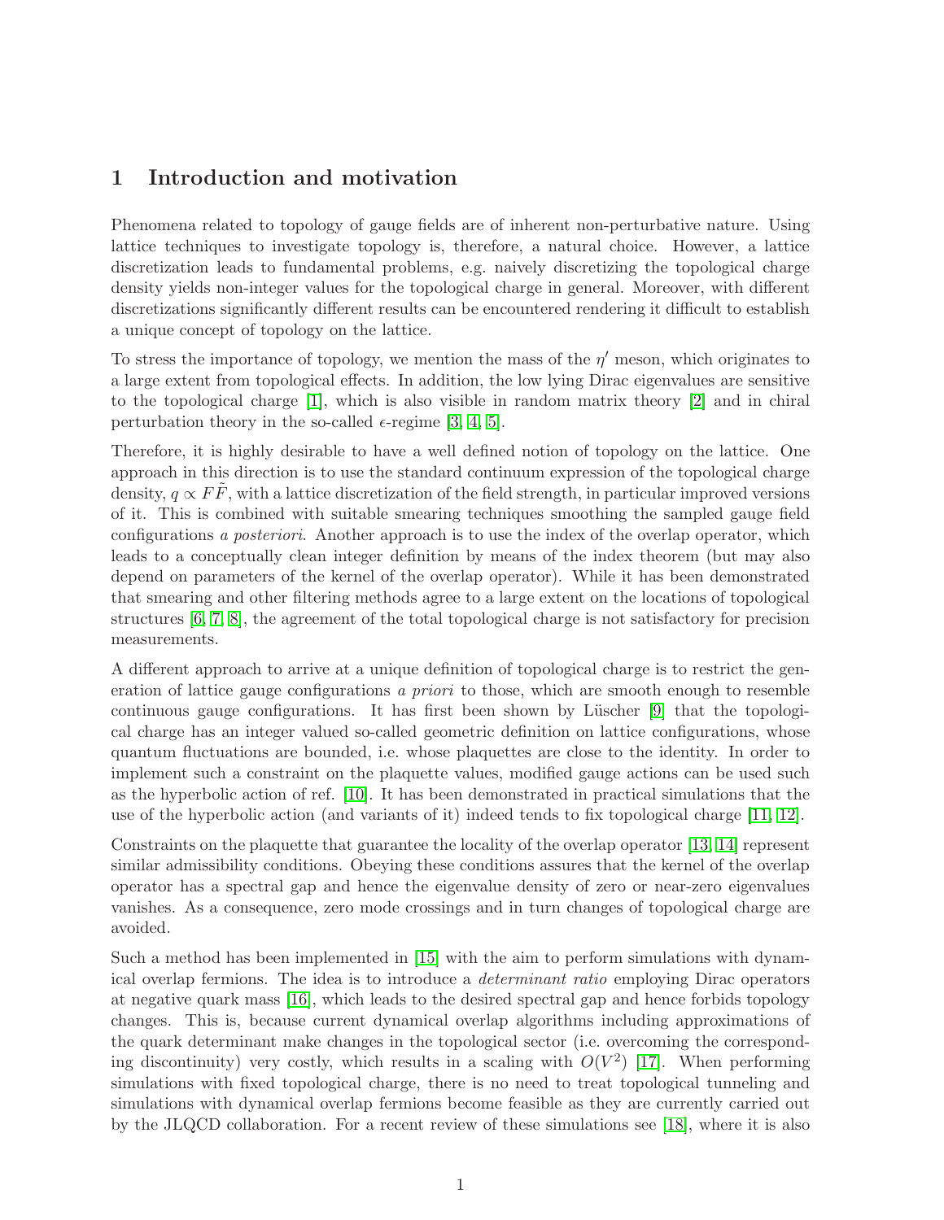# 1 Introduction and motivation

Phenomena related to topology of gauge fields are of inherent non-perturbative nature. Using lattice techniques to investigate topology is, therefore, a natural choice. However, a lattice discretization leads to fundamental problems, e.g. naively discretizing the topological charge density yields non-integer values for the topological charge in general. Moreover, with different discretizations significantly different results can be encountered rendering it difficult to establish a unique concept of topology on the lattice.

To stress the importance of topology, we mention the mass of the $\eta'$ meson, which originates to a large extent from topological effects. In addition, the low lying Dirac eigenvalues are sensitive to the topological charge [1], which is also visible in random matrix theory [2] and in chiral perturbation theory in the so-called $\epsilon$-regime [3, 4, 5].

Therefore, it is highly desirable to have a well defined notion of topology on the lattice. One approach in this direction is to use the standard continuum expression of the topological charge density, $q \propto F\tilde{F}$, with a lattice discretization of the field strength, in particular improved versions of it. This is combined with suitable smearing techniques smoothing the sampled gauge field configurations *a posteriori*. Another approach is to use the index of the overlap operator, which leads to a conceptually clean integer definition by means of the index theorem (but may also depend on parameters of the kernel of the overlap operator). While it has been demonstrated that smearing and other filtering methods agree to a large extent on the locations of topological structures [6, 7, 8], the agreement of the total topological charge is not satisfactory for precision measurements.

A different approach to arrive at a unique definition of topological charge is to restrict the generation of lattice gauge configurations *a priori* to those, which are smooth enough to resemble continuous gauge configurations. It has first been shown by Lüscher [9] that the topological charge has an integer valued so-called geometric definition on lattice configurations, whose quantum fluctuations are bounded, i.e. whose plaquettes are close to the identity. In order to implement such a constraint on the plaquette values, modified gauge actions can be used such as the hyperbolic action of ref. [10]. It has been demonstrated in practical simulations that the use of the hyperbolic action (and variants of it) indeed tends to fix topological charge [11, 12].

Constraints on the plaquette that guarantee the locality of the overlap operator [13, 14] represent similar admissibility conditions. Obeying these conditions assures that the kernel of the overlap operator has a spectral gap and hence the eigenvalue density of zero or near-zero eigenvalues vanishes. As a consequence, zero mode crossings and in turn changes of topological charge are avoided.

Such a method has been implemented in [15] with the aim to perform simulations with dynamical overlap fermions. The idea is to introduce a *determinant ratio* employing Dirac operators at negative quark mass [16], which leads to the desired spectral gap and hence forbids topology changes. This is, because current dynamical overlap algorithms including approximations of the quark determinant make changes in the topological sector (i.e. overcoming the corresponding discontinuity) very costly, which results in a scaling with $O(V^2)$ [17]. When performing simulations with fixed topological charge, there is no need to treat topological tunneling and simulations with dynamical overlap fermions become feasible as they are currently carried out by the JLQCD collaboration. For a recent review of these simulations see [18], where it is also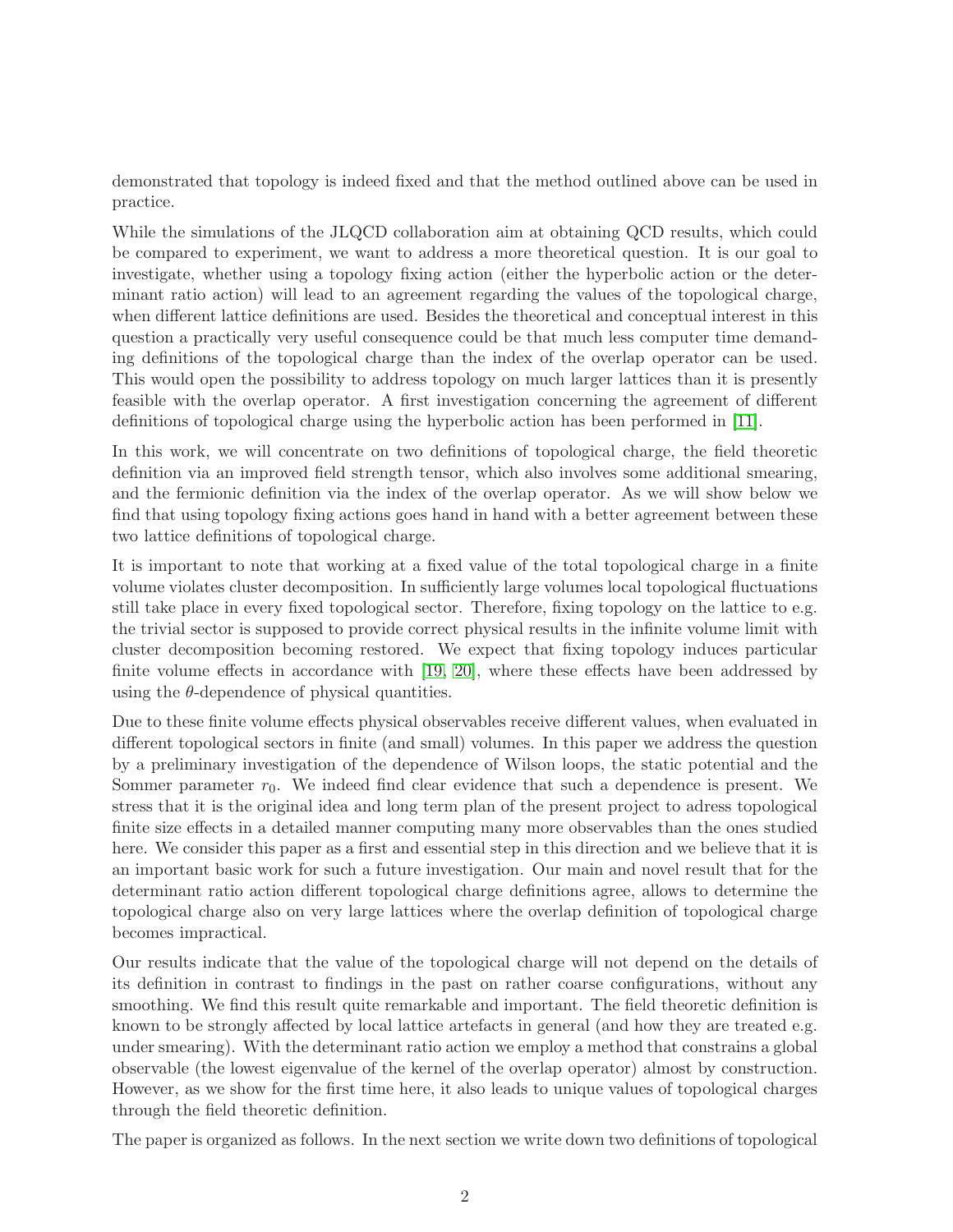demonstrated that topology is indeed fixed and that the method outlined above can be used in practice.

While the simulations of the JLQCD collaboration aim at obtaining QCD results, which could be compared to experiment, we want to address a more theoretical question. It is our goal to investigate, whether using a topology fixing action (either the hyperbolic action or the determinant ratio action) will lead to an agreement regarding the values of the topological charge, when different lattice definitions are used. Besides the theoretical and conceptual interest in this question a practically very useful consequence could be that much less computer time demanding definitions of the topological charge than the index of the overlap operator can be used. This would open the possibility to address topology on much larger lattices than it is presently feasible with the overlap operator. A first investigation concerning the agreement of different definitions of topological charge using the hyperbolic action has been performed in [11].

In this work, we will concentrate on two definitions of topological charge, the field theoretic definition via an improved field strength tensor, which also involves some additional smearing, and the fermionic definition via the index of the overlap operator. As we will show below we find that using topology fixing actions goes hand in hand with a better agreement between these two lattice definitions of topological charge.

It is important to note that working at a fixed value of the total topological charge in a finite volume violates cluster decomposition. In sufficiently large volumes local topological fluctuations still take place in every fixed topological sector. Therefore, fixing topology on the lattice to e.g. the trivial sector is supposed to provide correct physical results in the infinite volume limit with cluster decomposition becoming restored. We expect that fixing topology induces particular finite volume effects in accordance with [19, 20], where these effects have been addressed by using the $\theta$-dependence of physical quantities.

Due to these finite volume effects physical observables receive different values, when evaluated in different topological sectors in finite (and small) volumes. In this paper we address the question by a preliminary investigation of the dependence of Wilson loops, the static potential and the Sommer parameter $r_0$. We indeed find clear evidence that such a dependence is present. We stress that it is the original idea and long term plan of the present project to adress topological finite size effects in a detailed manner computing many more observables than the ones studied here. We consider this paper as a first and essential step in this direction and we believe that it is an important basic work for such a future investigation. Our main and novel result that for the determinant ratio action different topological charge definitions agree, allows to determine the topological charge also on very large lattices where the overlap definition of topological charge becomes impractical.

Our results indicate that the value of the topological charge will not depend on the details of its definition in contrast to findings in the past on rather coarse configurations, without any smoothing. We find this result quite remarkable and important. The field theoretic definition is known to be strongly affected by local lattice artefacts in general (and how they are treated e.g. under smearing). With the determinant ratio action we employ a method that constrains a global observable (the lowest eigenvalue of the kernel of the overlap operator) almost by construction. However, as we show for the first time here, it also leads to unique values of topological charges through the field theoretic definition.

The paper is organized as follows. In the next section we write down two definitions of topological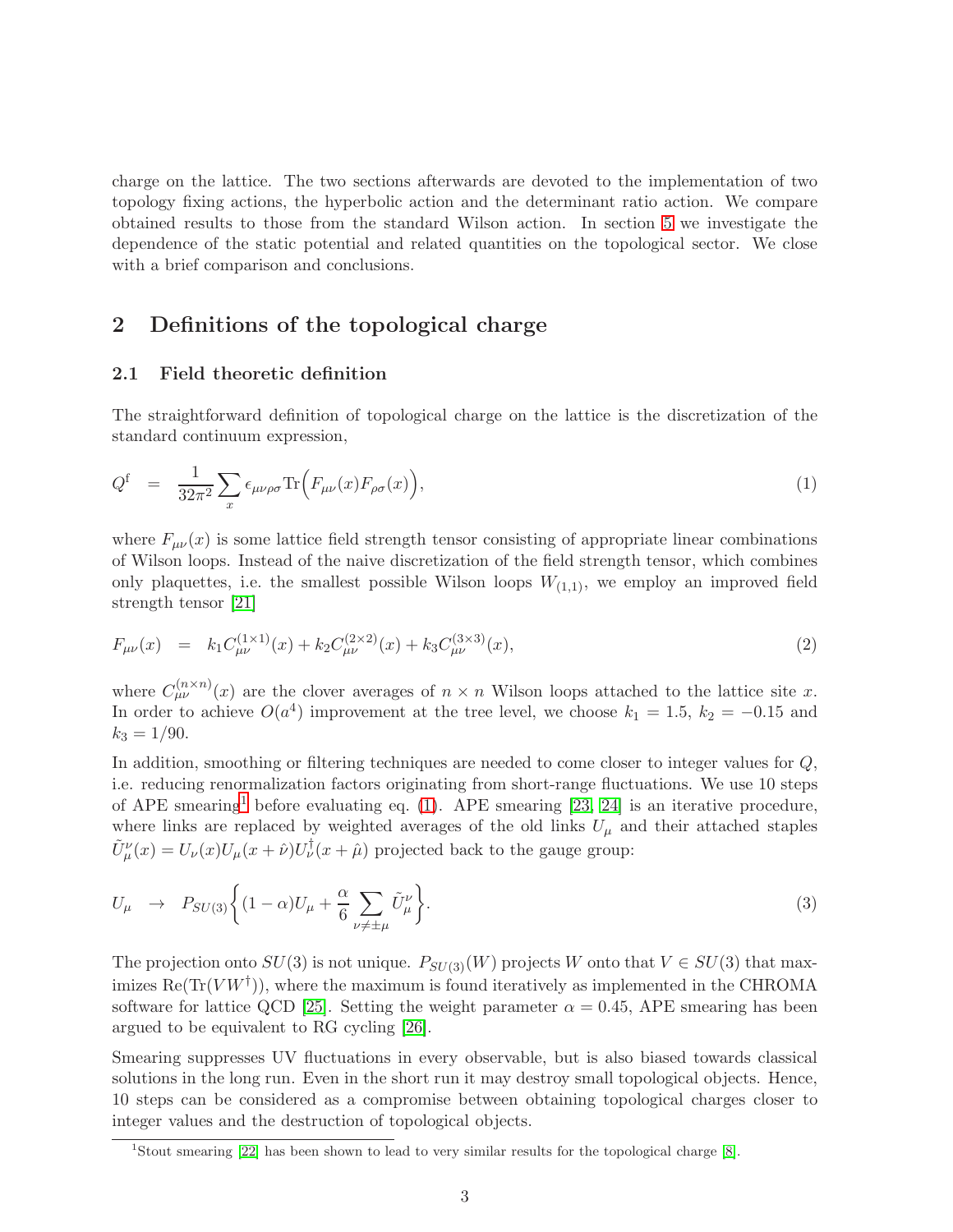charge on the lattice. The two sections afterwards are devoted to the implementation of two topology fixing actions, the hyperbolic action and the determinant ratio action. We compare obtained results to those from the standard Wilson action. In section 5 we investigate the dependence of the static potential and related quantities on the topological sector. We close with a brief comparison and conclusions.

## 2 Definitions of the topological charge

### 2.1 Field theoretic definition

The straightforward definition of topological charge on the lattice is the discretization of the standard continuum expression,

$$Q^{\mathrm{f}} \quad = \quad \frac{1}{32\pi^2} \sum_x \epsilon_{\mu\nu\rho\sigma} \mathrm{Tr}\Big(F_{\mu\nu}(x) F_{\rho\sigma}(x)\Big), \tag{1}$$

where $F_{\mu\nu}(x)$ is some lattice field strength tensor consisting of appropriate linear combinations of Wilson loops. Instead of the naive discretization of the field strength tensor, which combines only plaquettes, i.e. the smallest possible Wilson loops $W_{(1,1)}$, we employ an improved field strength tensor [21]

$$F_{\mu\nu}(x) \quad = \quad k_1 C^{(1\times 1)}_{\mu\nu}(x) + k_2 C^{(2\times 2)}_{\mu\nu}(x) + k_3 C^{(3\times 3)}_{\mu\nu}(x), \tag{2}$$

where $C^{(n\times n)}_{\mu\nu}(x)$ are the clover averages of $n \times n$ Wilson loops attached to the lattice site $x$. In order to achieve $O(a^4)$ improvement at the tree level, we choose $k_1 = 1.5$, $k_2 = -0.15$ and $k_3 = 1/90$.

In addition, smoothing or filtering techniques are needed to come closer to integer values for $Q$, i.e. reducing renormalization factors originating from short-range fluctuations. We use 10 steps of APE smearing[1] before evaluating eq. (1). APE smearing [23, 24] is an iterative procedure, where links are replaced by weighted averages of the old links $U_\mu$ and their attached staples $\tilde{U}^\nu_\mu(x) = U_\nu(x) U_\mu(x+\hat{\nu}) U^\dagger_\nu(x+\hat{\mu})$ projected back to the gauge group:

$$U_\mu \quad \to \quad P_{SU(3)}\bigg\{(1-\alpha) U_\mu + \frac{\alpha}{6} \sum_{\nu \neq \pm\mu} \tilde{U}^\nu_\mu \bigg\}. \tag{3}$$

The projection onto $SU(3)$ is not unique. $P_{SU(3)}(W)$ projects $W$ onto that $V \in SU(3)$ that maximizes $\mathrm{Re}(\mathrm{Tr}(VW^\dagger))$, where the maximum is found iteratively as implemented in the CHROMA software for lattice QCD [25]. Setting the weight parameter $\alpha = 0.45$, APE smearing has been argued to be equivalent to RG cycling [26].

Smearing suppresses UV fluctuations in every observable, but is also biased towards classical solutions in the long run. Even in the short run it may destroy small topological objects. Hence, 10 steps can be considered as a compromise between obtaining topological charges closer to integer values and the destruction of topological objects.

[1] Stout smearing [22] has been shown to lead to very similar results for the topological charge [8].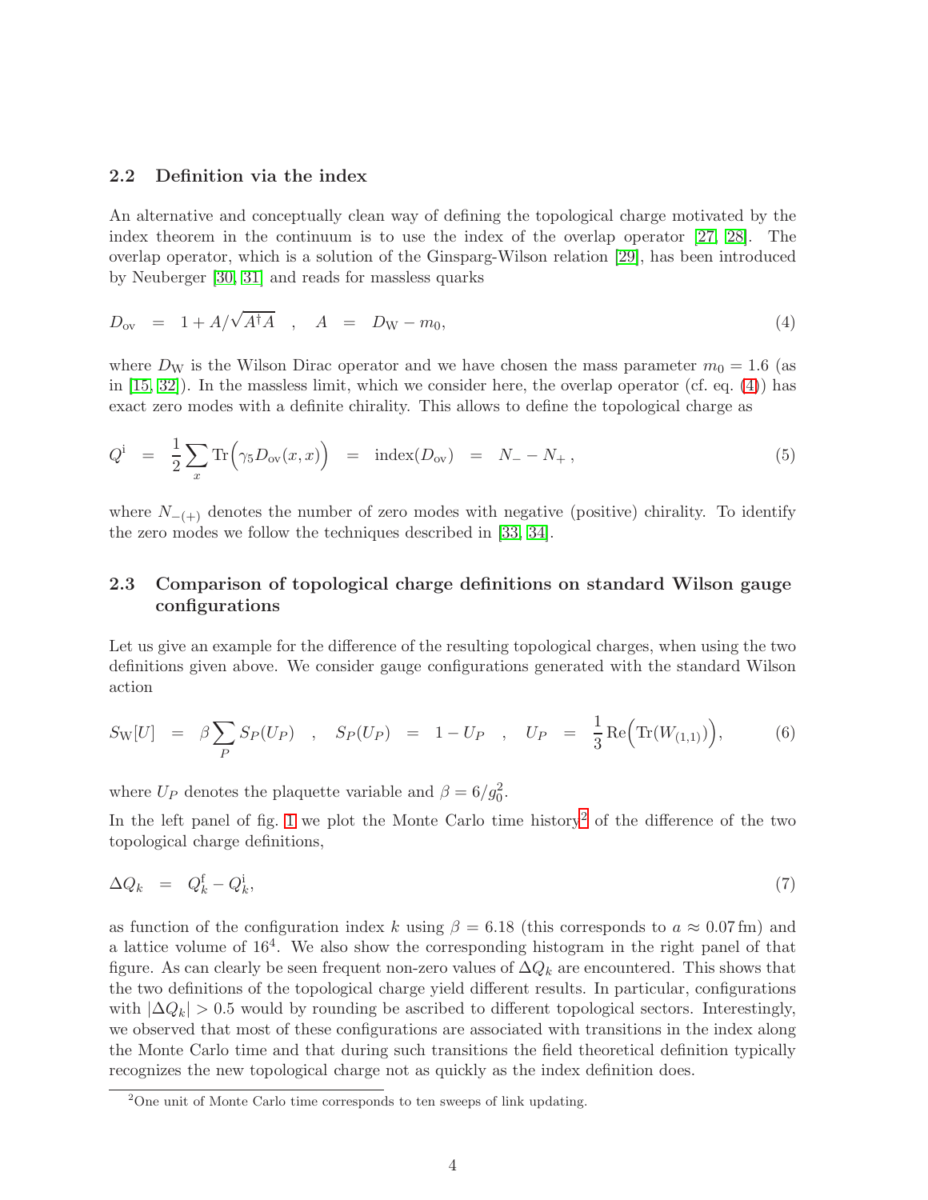### 2.2 Definition via the index

An alternative and conceptually clean way of defining the topological charge motivated by the index theorem in the continuum is to use the index of the overlap operator [27, 28]. The overlap operator, which is a solution of the Ginsparg-Wilson relation [29], has been introduced by Neuberger [30, 31] and reads for massless quarks

$$D_{\mathrm{ov}} \;=\; 1 + A/\sqrt{A^{\dagger}A} \quad , \quad A \;=\; D_{\mathrm{W}} - m_0, \tag{4}$$

where $D_{\mathrm{W}}$ is the Wilson Dirac operator and we have chosen the mass parameter $m_0 = 1.6$ (as in [15, 32]). In the massless limit, which we consider here, the overlap operator (cf. eq. (4)) has exact zero modes with a definite chirality. This allows to define the topological charge as

$$Q^{\mathrm{i}} \;=\; \frac{1}{2}\sum_x \mathrm{Tr}\Big(\gamma_5 D_{\mathrm{ov}}(x,x)\Big) \;=\; \mathrm{index}(D_{\mathrm{ov}}) \;=\; N_- - N_+\,, \tag{5}$$

where $N_{-(+)}$ denotes the number of zero modes with negative (positive) chirality. To identify the zero modes we follow the techniques described in [33, 34].

### 2.3 Comparison of topological charge definitions on standard Wilson gauge configurations

Let us give an example for the difference of the resulting topological charges, when using the two definitions given above. We consider gauge configurations generated with the standard Wilson action

$$S_{\mathrm{W}}[U] \;=\; \beta \sum_P S_P(U_P) \quad , \quad S_P(U_P) \;=\; 1 - U_P \quad , \quad U_P \;=\; \frac{1}{3}\mathrm{Re}\Big(\mathrm{Tr}(W_{(1,1)})\Big), \tag{6}$$

where $U_P$ denotes the plaquette variable and $\beta = 6/g_0^2$.

In the left panel of fig. 1 we plot the Monte Carlo time history[2] of the difference of the two topological charge definitions,

$$\Delta Q_k \;=\; Q_k^{\mathrm{f}} - Q_k^{\mathrm{i}}, \tag{7}$$

as function of the configuration index $k$ using $\beta = 6.18$ (this corresponds to $a \approx 0.07\,\mathrm{fm}$) and a lattice volume of $16^4$. We also show the corresponding histogram in the right panel of that figure. As can clearly be seen frequent non-zero values of $\Delta Q_k$ are encountered. This shows that the two definitions of the topological charge yield different results. In particular, configurations with $|\Delta Q_k| > 0.5$ would by rounding be ascribed to different topological sectors. Interestingly, we observed that most of these configurations are associated with transitions in the index along the Monte Carlo time and that during such transitions the field theoretical definition typically recognizes the new topological charge not as quickly as the index definition does.

[2] One unit of Monte Carlo time corresponds to ten sweeps of link updating.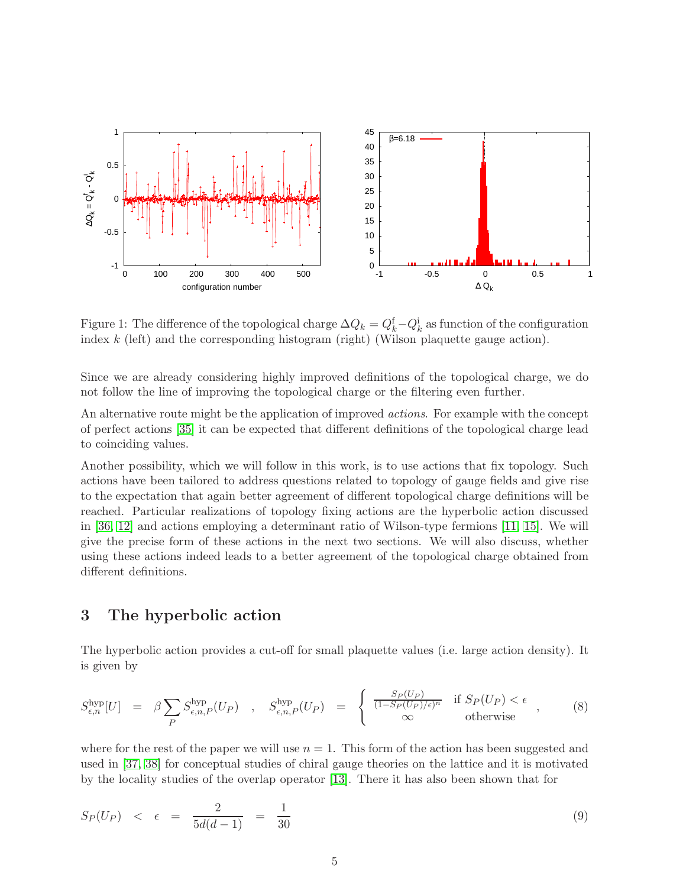1

0.5

0

-0.5

-1

0 100 200 300 400 500

configuration number

$\Delta Q_k = Q_k^f - Q_k^i$

45

40

35

30

25

20

15

10

5

0

-1 -0.5 0 0.5 1

$\Delta Q_k$

β=6.18

Figure 1: The difference of the topological charge $\Delta Q_k = Q_k^{\rm f} - Q_k^{\rm i}$ as function of the configuration index $k$ (left) and the corresponding histogram (right) (Wilson plaquette gauge action).

Since we are already considering highly improved definitions of the topological charge, we do not follow the line of improving the topological charge or the filtering even further.

An alternative route might be the application of improved *actions*. For example with the concept of perfect actions [35] it can be expected that different definitions of the topological charge lead to coinciding values.

Another possibility, which we will follow in this work, is to use actions that fix topology. Such actions have been tailored to address questions related to topology of gauge fields and give rise to the expectation that again better agreement of different topological charge definitions will be reached. Particular realizations of topology fixing actions are the hyperbolic action discussed in [36, 12] and actions employing a determinant ratio of Wilson-type fermions [11, 15]. We will give the precise form of these actions in the next two sections. We will also discuss, whether using these actions indeed leads to a better agreement of the topological charge obtained from different definitions.

## 3 The hyperbolic action

The hyperbolic action provides a cut-off for small plaquette values (i.e. large action density). It is given by

$$S_{\epsilon,n}^{\rm hyp}[U] \;=\; \beta \sum_P S_{\epsilon,n,P}^{\rm hyp}(U_P) \quad , \quad S_{\epsilon,n,P}^{\rm hyp}(U_P) \;=\; \begin{cases} \frac{S_P(U_P)}{(1 - S_P(U_P)/\epsilon)^n} & \text{if } S_P(U_P) < \epsilon \\ \infty & \text{otherwise} \end{cases} , \tag{8}$$

where for the rest of the paper we will use $n = 1$. This form of the action has been suggested and used in [37, 38] for conceptual studies of chiral gauge theories on the lattice and it is motivated by the locality studies of the overlap operator [13]. There it has also been shown that for

$$S_P(U_P) \;<\; \epsilon \;=\; \frac{2}{5d(d-1)} \;=\; \frac{1}{30} \tag{9}$$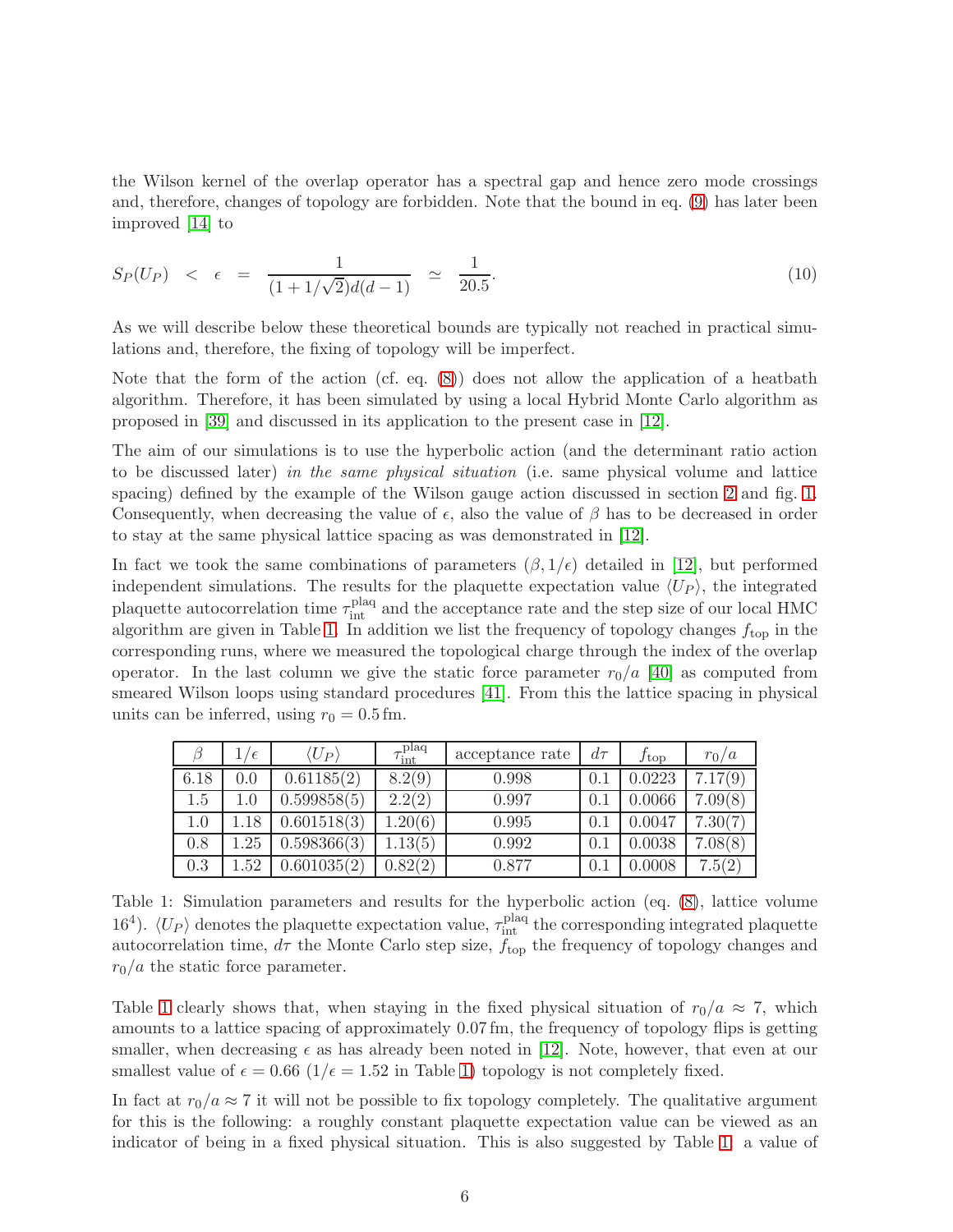the Wilson kernel of the overlap operator has a spectral gap and hence zero mode crossings and, therefore, changes of topology are forbidden. Note that the bound in eq. (9) has later been improved [14] to

$$S_P(U_P) \;\; < \;\; \epsilon \;\; = \;\; \frac{1}{(1+1/\sqrt{2})d(d-1)} \;\; \simeq \;\; \frac{1}{20.5}. \tag{10}$$

As we will describe below these theoretical bounds are typically not reached in practical simulations and, therefore, the fixing of topology will be imperfect.

Note that the form of the action (cf. eq. (8)) does not allow the application of a heatbath algorithm. Therefore, it has been simulated by using a local Hybrid Monte Carlo algorithm as proposed in [39] and discussed in its application to the present case in [12].

The aim of our simulations is to use the hyperbolic action (and the determinant ratio action to be discussed later) *in the same physical situation* (i.e. same physical volume and lattice spacing) defined by the example of the Wilson gauge action discussed in section 2 and fig. 1. Consequently, when decreasing the value of $\epsilon$, also the value of $\beta$ has to be decreased in order to stay at the same physical lattice spacing as was demonstrated in [12].

In fact we took the same combinations of parameters $(\beta, 1/\epsilon)$ detailed in [12], but performed independent simulations. The results for the plaquette expectation value $\langle U_P \rangle$, the integrated plaquette autocorrelation time $\tau_{\rm int}^{\rm plaq}$ and the acceptance rate and the step size of our local HMC algorithm are given in Table 1. In addition we list the frequency of topology changes $f_{\rm top}$ in the corresponding runs, where we measured the topological charge through the index of the overlap operator. In the last column we give the static force parameter $r_0/a$ [40] as computed from smeared Wilson loops using standard procedures [41]. From this the lattice spacing in physical units can be inferred, using $r_0 = 0.5\,$fm.

| $\beta$ | $1/\epsilon$ | $\langle U_P \rangle$ | $\tau_{\rm int}^{\rm plaq}$ | acceptance rate | $d\tau$ | $f_{\rm top}$ | $r_0/a$ |
|---|---|---|---|---|---|---|---|
| 6.18 | 0.0 | 0.61185(2) | 8.2(9) | 0.998 | 0.1 | 0.0223 | 7.17(9) |
| 1.5 | 1.0 | 0.599858(5) | 2.2(2) | 0.997 | 0.1 | 0.0066 | 7.09(8) |
| 1.0 | 1.18 | 0.601518(3) | 1.20(6) | 0.995 | 0.1 | 0.0047 | 7.30(7) |
| 0.8 | 1.25 | 0.598366(3) | 1.13(5) | 0.992 | 0.1 | 0.0038 | 7.08(8) |
| 0.3 | 1.52 | 0.601035(2) | 0.82(2) | 0.877 | 0.1 | 0.0008 | 7.5(2) |

Table 1: Simulation parameters and results for the hyperbolic action (eq. (8), lattice volume $16^4$). $\langle U_P \rangle$ denotes the plaquette expectation value, $\tau_{\rm int}^{\rm plaq}$ the corresponding integrated plaquette autocorrelation time, $d\tau$ the Monte Carlo step size, $f_{\rm top}$ the frequency of topology changes and $r_0/a$ the static force parameter.

Table 1 clearly shows that, when staying in the fixed physical situation of $r_0/a \approx 7$, which amounts to a lattice spacing of approximately $0.07\,$fm, the frequency of topology flips is getting smaller, when decreasing $\epsilon$ as has already been noted in [12]. Note, however, that even at our smallest value of $\epsilon = 0.66$ ($1/\epsilon = 1.52$ in Table 1) topology is not completely fixed.

In fact at $r_0/a \approx 7$ it will not be possible to fix topology completely. The qualitative argument for this is the following: a roughly constant plaquette expectation value can be viewed as an indicator of being in a fixed physical situation. This is also suggested by Table 1: a value of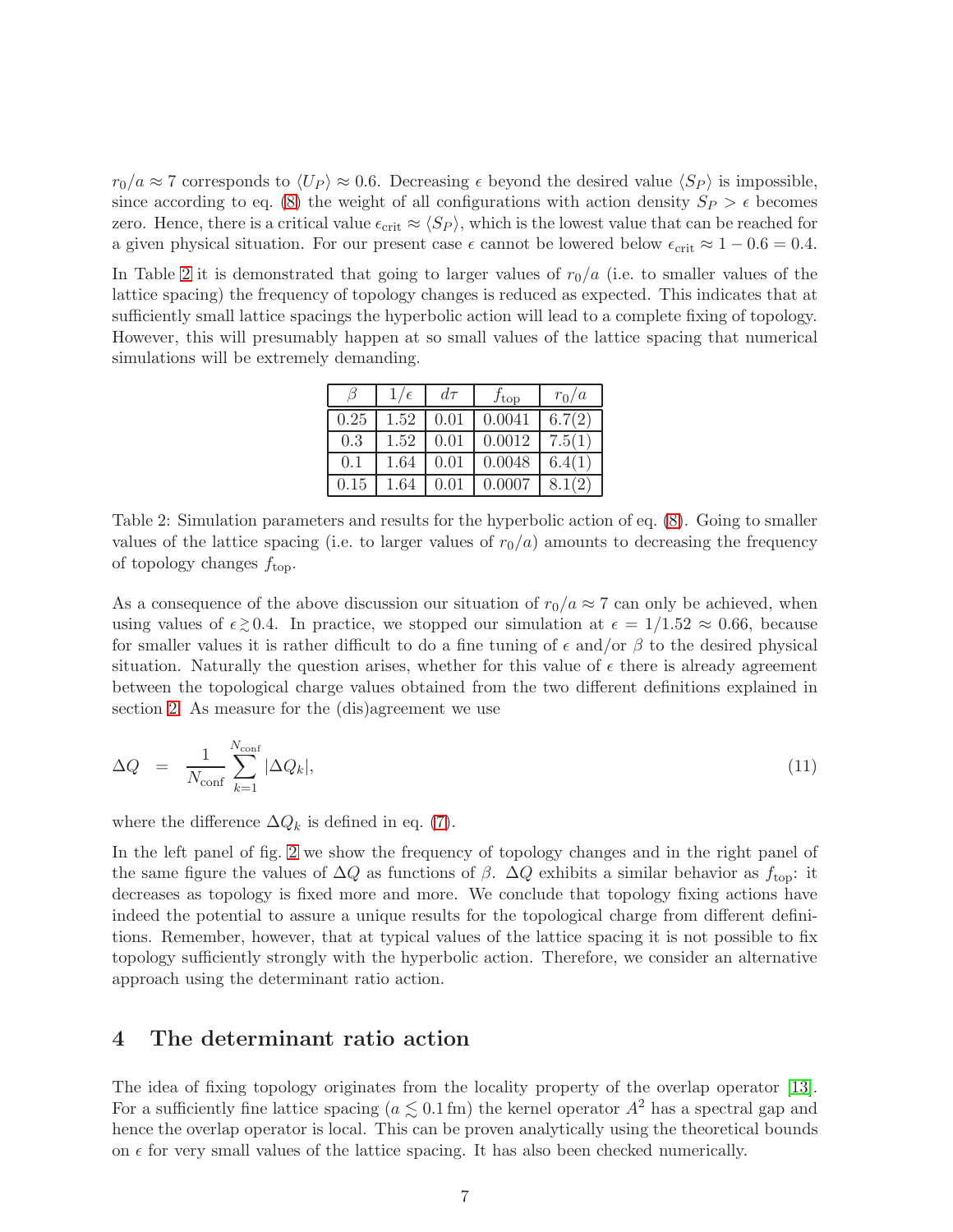$r_0/a \approx 7$ corresponds to $\langle U_P \rangle \approx 0.6$. Decreasing $\epsilon$ beyond the desired value $\langle S_P \rangle$ is impossible, since according to eq. (8) the weight of all configurations with action density $S_P > \epsilon$ becomes zero. Hence, there is a critical value $\epsilon_{\text{crit}} \approx \langle S_P \rangle$, which is the lowest value that can be reached for a given physical situation. For our present case $\epsilon$ cannot be lowered below $\epsilon_{\text{crit}} \approx 1 - 0.6 = 0.4$.

In Table 2 it is demonstrated that going to larger values of $r_0/a$ (i.e. to smaller values of the lattice spacing) the frequency of topology changes is reduced as expected. This indicates that at sufficiently small lattice spacings the hyperbolic action will lead to a complete fixing of topology. However, this will presumably happen at so small values of the lattice spacing that numerical simulations will be extremely demanding.

| $\beta$ | $1/\epsilon$ | $d\tau$ | $f_{\text{top}}$ | $r_0/a$ |
|---|---|---|---|---|
| 0.25 | 1.52 | 0.01 | 0.0041 | 6.7(2) |
| 0.3 | 1.52 | 0.01 | 0.0012 | 7.5(1) |
| 0.1 | 1.64 | 0.01 | 0.0048 | 6.4(1) |
| 0.15 | 1.64 | 0.01 | 0.0007 | 8.1(2) |

Table 2: Simulation parameters and results for the hyperbolic action of eq. (8). Going to smaller values of the lattice spacing (i.e. to larger values of $r_0/a$) amounts to decreasing the frequency of topology changes $f_{\text{top}}$.

As a consequence of the above discussion our situation of $r_0/a \approx 7$ can only be achieved, when using values of $\epsilon \gtrsim 0.4$. In practice, we stopped our simulation at $\epsilon = 1/1.52 \approx 0.66$, because for smaller values it is rather difficult to do a fine tuning of $\epsilon$ and/or $\beta$ to the desired physical situation. Naturally the question arises, whether for this value of $\epsilon$ there is already agreement between the topological charge values obtained from the two different definitions explained in section 2. As measure for the (dis)agreement we use

$$\Delta Q = \frac{1}{N_{\text{conf}}} \sum_{k=1}^{N_{\text{conf}}} |\Delta Q_k|, \tag{11}$$

where the difference $\Delta Q_k$ is defined in eq. (7).

In the left panel of fig. 2 we show the frequency of topology changes and in the right panel of the same figure the values of $\Delta Q$ as functions of $\beta$. $\Delta Q$ exhibits a similar behavior as $f_{\text{top}}$: it decreases as topology is fixed more and more. We conclude that topology fixing actions have indeed the potential to assure a unique results for the topological charge from different definitions. Remember, however, that at typical values of the lattice spacing it is not possible to fix topology sufficiently strongly with the hyperbolic action. Therefore, we consider an alternative approach using the determinant ratio action.

# 4 The determinant ratio action

The idea of fixing topology originates from the locality property of the overlap operator [13]. For a sufficiently fine lattice spacing ($a \lesssim 0.1\,\text{fm}$) the kernel operator $A^2$ has a spectral gap and hence the overlap operator is local. This can be proven analytically using the theoretical bounds on $\epsilon$ for very small values of the lattice spacing. It has also been checked numerically.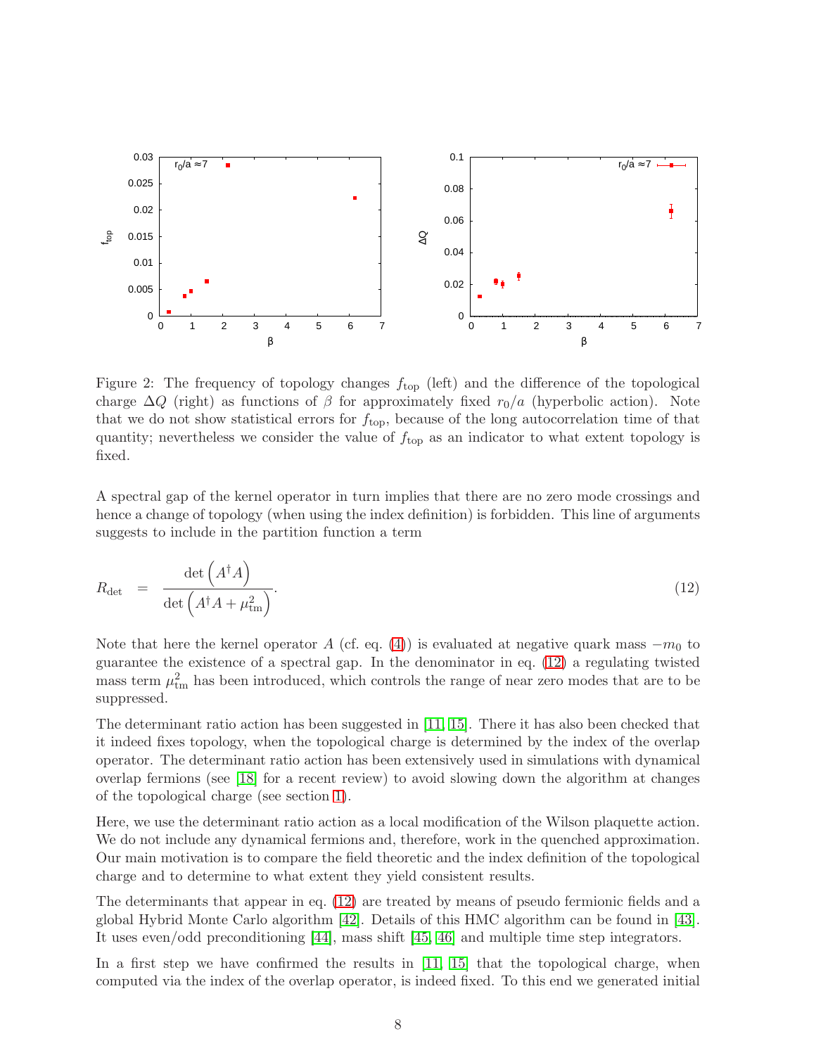0.03
0.025
0.02
0.015
0.01
0.005
0
$f_{top}$
$r_0/a \approx 7$
0 1 2 3 4 5 6 7
β

0.1
0.08
0.06
0.04
0.02
0
ΔQ
$r_0/a \approx 7$
0 1 2 3 4 5 6 7
β

Figure 2: The frequency of topology changes $f_{\text{top}}$ (left) and the difference of the topological charge $\Delta Q$ (right) as functions of $\beta$ for approximately fixed $r_0/a$ (hyperbolic action). Note that we do not show statistical errors for $f_{\text{top}}$, because of the long autocorrelation time of that quantity; nevertheless we consider the value of $f_{\text{top}}$ as an indicator to what extent topology is fixed.

A spectral gap of the kernel operator in turn implies that there are no zero mode crossings and hence a change of topology (when using the index definition) is forbidden. This line of arguments suggests to include in the partition function a term

$$R_{\text{det}} = \frac{\det\left(A^\dagger A\right)}{\det\left(A^\dagger A + \mu_{\text{tm}}^2\right)}. \tag{12}$$

Note that here the kernel operator $A$ (cf. eq. (4)) is evaluated at negative quark mass $-m_0$ to guarantee the existence of a spectral gap. In the denominator in eq. (12) a regulating twisted mass term $\mu_{\text{tm}}^2$ has been introduced, which controls the range of near zero modes that are to be suppressed.

The determinant ratio action has been suggested in [11, 15]. There it has also been checked that it indeed fixes topology, when the topological charge is determined by the index of the overlap operator. The determinant ratio action has been extensively used in simulations with dynamical overlap fermions (see [18] for a recent review) to avoid slowing down the algorithm at changes of the topological charge (see section 1).

Here, we use the determinant ratio action as a local modification of the Wilson plaquette action. We do not include any dynamical fermions and, therefore, work in the quenched approximation. Our main motivation is to compare the field theoretic and the index definition of the topological charge and to determine to what extent they yield consistent results.

The determinants that appear in eq. (12) are treated by means of pseudo fermionic fields and a global Hybrid Monte Carlo algorithm [42]. Details of this HMC algorithm can be found in [43]. It uses even/odd preconditioning [44], mass shift [45, 46] and multiple time step integrators.

In a first step we have confirmed the results in [11, 15] that the topological charge, when computed via the index of the overlap operator, is indeed fixed. To this end we generated initial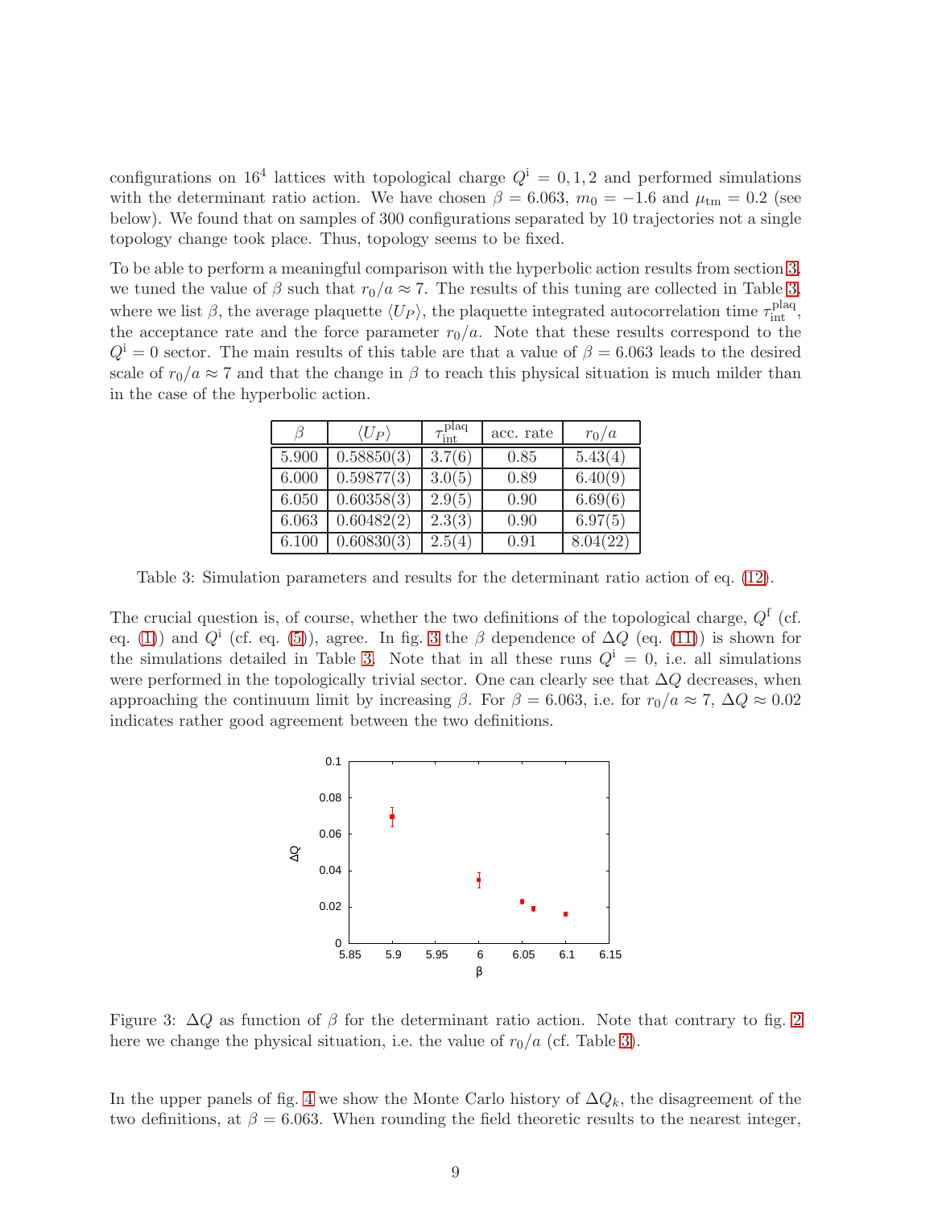configurations on $16^4$ lattices with topological charge $Q^{\mathrm{i}} = 0, 1, 2$ and performed simulations with the determinant ratio action. We have chosen $\beta = 6.063$, $m_0 = -1.6$ and $\mu_{\mathrm{tm}} = 0.2$ (see below). We found that on samples of 300 configurations separated by 10 trajectories not a single topology change took place. Thus, topology seems to be fixed.

To be able to perform a meaningful comparison with the hyperbolic action results from section 3, we tuned the value of $\beta$ such that $r_0/a \approx 7$. The results of this tuning are collected in Table 3, where we list $\beta$, the average plaquette $\langle U_P \rangle$, the plaquette integrated autocorrelation time $\tau_{\mathrm{int}}^{\mathrm{plaq}}$, the acceptance rate and the force parameter $r_0/a$. Note that these results correspond to the $Q^{\mathrm{i}} = 0$ sector. The main results of this table are that a value of $\beta = 6.063$ leads to the desired scale of $r_0/a \approx 7$ and that the change in $\beta$ to reach this physical situation is much milder than in the case of the hyperbolic action.

| $\beta$ | $\langle U_P \rangle$ | $\tau_{\mathrm{int}}^{\mathrm{plaq}}$ | acc. rate | $r_0/a$ |
|---|---|---|---|---|
| 5.900 | 0.58850(3) | 3.7(6) | 0.85 | 5.43(4) |
| 6.000 | 0.59877(3) | 3.0(5) | 0.89 | 6.40(9) |
| 6.050 | 0.60358(3) | 2.9(5) | 0.90 | 6.69(6) |
| 6.063 | 0.60482(2) | 2.3(3) | 0.90 | 6.97(5) |
| 6.100 | 0.60830(3) | 2.5(4) | 0.91 | 8.04(22) |

Table 3: Simulation parameters and results for the determinant ratio action of eq. (12).

The crucial question is, of course, whether the two definitions of the topological charge, $Q^{\mathrm{f}}$ (cf. eq. (1)) and $Q^{\mathrm{i}}$ (cf. eq. (5)), agree. In fig. 3 the $\beta$ dependence of $\Delta Q$ (eq. (11)) is shown for the simulations detailed in Table 3. Note that in all these runs $Q^{\mathrm{i}} = 0$, i.e. all simulations were performed in the topologically trivial sector. One can clearly see that $\Delta Q$ decreases, when approaching the continuum limit by increasing $\beta$. For $\beta = 6.063$, i.e. for $r_0/a \approx 7$, $\Delta Q \approx 0.02$ indicates rather good agreement between the two definitions.

ΔQ
0.1
0.08
0.06
0.04
0.02
0
5.85 5.9 5.95 6 6.05 6.1 6.15
β

Figure 3: $\Delta Q$ as function of $\beta$ for the determinant ratio action. Note that contrary to fig. 2 here we change the physical situation, i.e. the value of $r_0/a$ (cf. Table 3).

In the upper panels of fig. 4 we show the Monte Carlo history of $\Delta Q_k$, the disagreement of the two definitions, at $\beta = 6.063$. When rounding the field theoretic results to the nearest integer,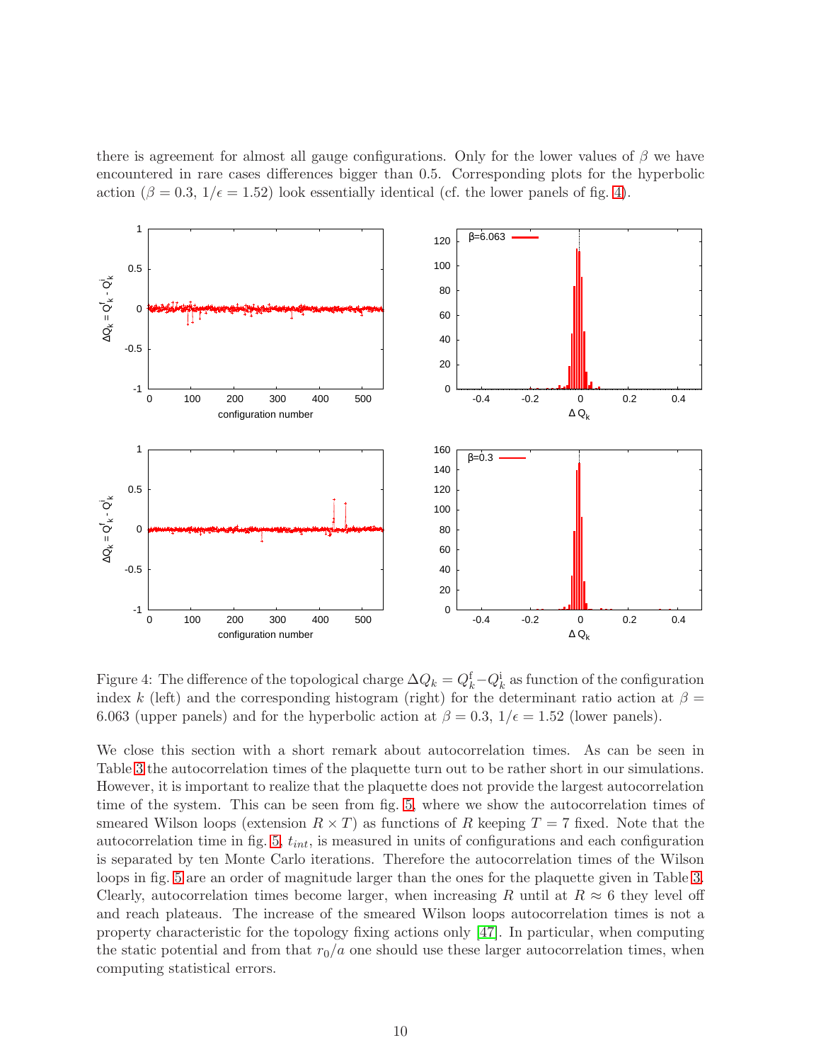there is agreement for almost all gauge configurations. Only for the lower values of $\beta$ we have encountered in rare cases differences bigger than 0.5. Corresponding plots for the hyperbolic action ($\beta = 0.3$, $1/\epsilon = 1.52$) look essentially identical (cf. the lower panels of fig. 4).

1
0.5
0
-0.5
-1
$\Delta Q_k = Q^f_k - Q^i_k$
0 100 200 300 400 500
configuration number

120
100
80
60
40
20
0
β=6.063
-0.4 -0.2 0 0.2 0.4
Δ Q$_k$

1
0.5
0
-0.5
-1
$\Delta Q_k = Q^f_k - Q^i_k$
0 100 200 300 400 500
configuration number

160
140
120
100
80
60
40
20
0
β=0.3
-0.4 -0.2 0 0.2 0.4
Δ Q$_k$

Figure 4: The difference of the topological charge $\Delta Q_k = Q_k^{\mathrm{f}} - Q_k^{\mathrm{i}}$ as function of the configuration index $k$ (left) and the corresponding histogram (right) for the determinant ratio action at $\beta = 6.063$ (upper panels) and for the hyperbolic action at $\beta = 0.3$, $1/\epsilon = 1.52$ (lower panels).

We close this section with a short remark about autocorrelation times. As can be seen in Table 3 the autocorrelation times of the plaquette turn out to be rather short in our simulations. However, it is important to realize that the plaquette does not provide the largest autocorrelation time of the system. This can be seen from fig. 5, where we show the autocorrelation times of smeared Wilson loops (extension $R \times T$) as functions of $R$ keeping $T = 7$ fixed. Note that the autocorrelation time in fig. 5, $t_{int}$, is measured in units of configurations and each configuration is separated by ten Monte Carlo iterations. Therefore the autocorrelation times of the Wilson loops in fig. 5 are an order of magnitude larger than the ones for the plaquette given in Table 3. Clearly, autocorrelation times become larger, when increasing $R$ until at $R \approx 6$ they level off and reach plateaus. The increase of the smeared Wilson loops autocorrelation times is not a property characteristic for the topology fixing actions only [47]. In particular, when computing the static potential and from that $r_0/a$ one should use these larger autocorrelation times, when computing statistical errors.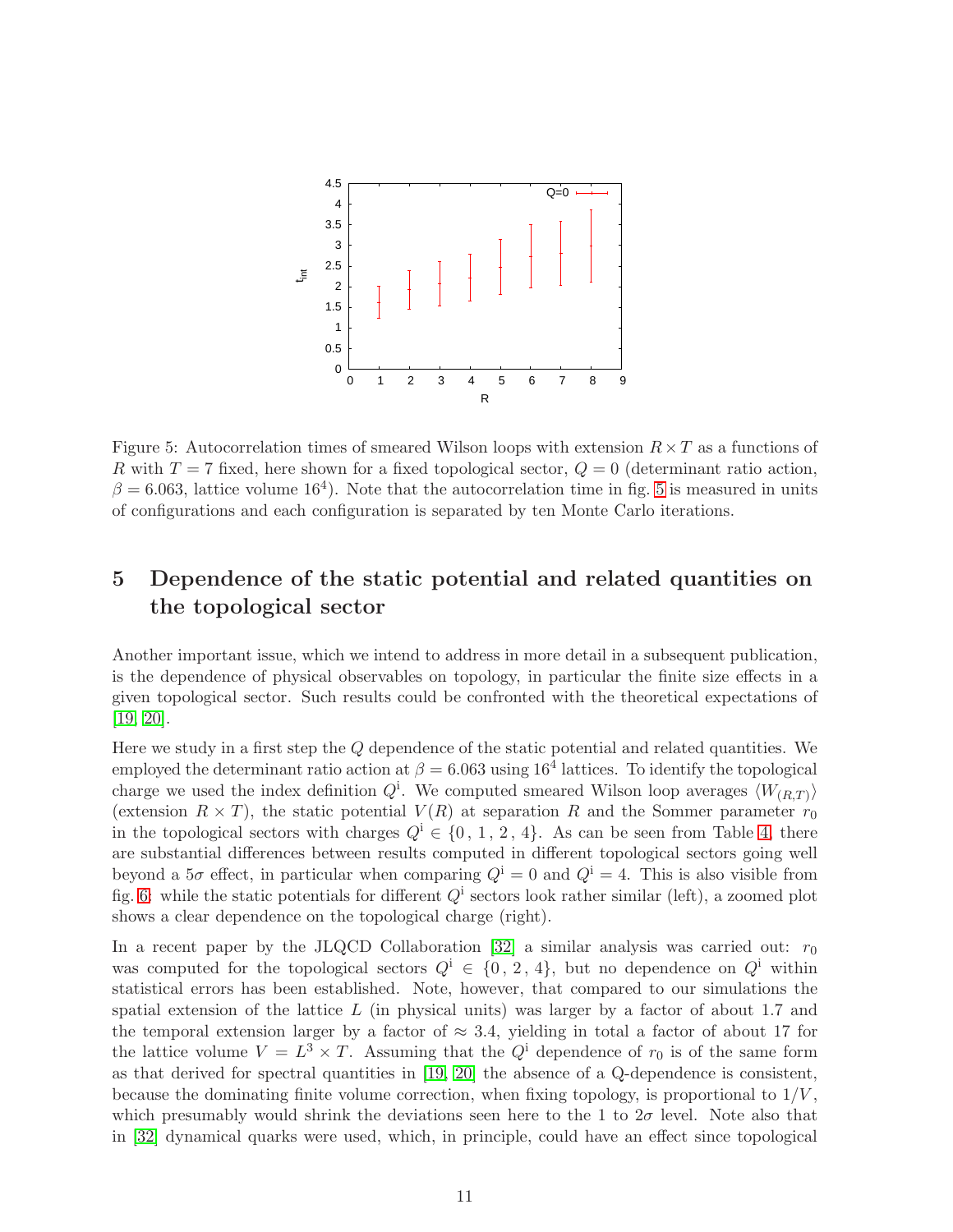4.5
4
3.5
3
2.5
2
1.5
1
0.5
0

0 1 2 3 4 5 6 7 8 9

R

$t_{int}$

Q=0

Figure 5: Autocorrelation times of smeared Wilson loops with extension $R \times T$ as a functions of $R$ with $T = 7$ fixed, here shown for a fixed topological sector, $Q = 0$ (determinant ratio action, $\beta = 6.063$, lattice volume $16^4$). Note that the autocorrelation time in fig. 5 is measured in units of configurations and each configuration is separated by ten Monte Carlo iterations.

# 5 Dependence of the static potential and related quantities on the topological sector

Another important issue, which we intend to address in more detail in a subsequent publication, is the dependence of physical observables on topology, in particular the finite size effects in a given topological sector. Such results could be confronted with the theoretical expectations of [19, 20].

Here we study in a first step the $Q$ dependence of the static potential and related quantities. We employed the determinant ratio action at $\beta = 6.063$ using $16^4$ lattices. To identify the topological charge we used the index definition $Q^{\mathrm{i}}$. We computed smeared Wilson loop averages $\langle W_{(R,T)} \rangle$ (extension $R \times T$), the static potential $V(R)$ at separation $R$ and the Sommer parameter $r_0$ in the topological sectors with charges $Q^{\mathrm{i}} \in \{0\,,\,1\,,\,2\,,\,4\}$. As can be seen from Table 4, there are substantial differences between results computed in different topological sectors going well beyond a $5\sigma$ effect, in particular when comparing $Q^{\mathrm{i}} = 0$ and $Q^{\mathrm{i}} = 4$. This is also visible from fig. 6: while the static potentials for different $Q^{\mathrm{i}}$ sectors look rather similar (left), a zoomed plot shows a clear dependence on the topological charge (right).

In a recent paper by the JLQCD Collaboration [32] a similar analysis was carried out: $r_0$ was computed for the topological sectors $Q^{\mathrm{i}} \in \{0\,,\,2\,,\,4\}$, but no dependence on $Q^{\mathrm{i}}$ within statistical errors has been established. Note, however, that compared to our simulations the spatial extension of the lattice $L$ (in physical units) was larger by a factor of about 1.7 and the temporal extension larger by a factor of $\approx 3.4$, yielding in total a factor of about 17 for the lattice volume $V = L^3 \times T$. Assuming that the $Q^{\mathrm{i}}$ dependence of $r_0$ is of the same form as that derived for spectral quantities in [19, 20] the absence of a Q-dependence is consistent, because the dominating finite volume correction, when fixing topology, is proportional to $1/V$, which presumably would shrink the deviations seen here to the 1 to $2\sigma$ level. Note also that in [32] dynamical quarks were used, which, in principle, could have an effect since topological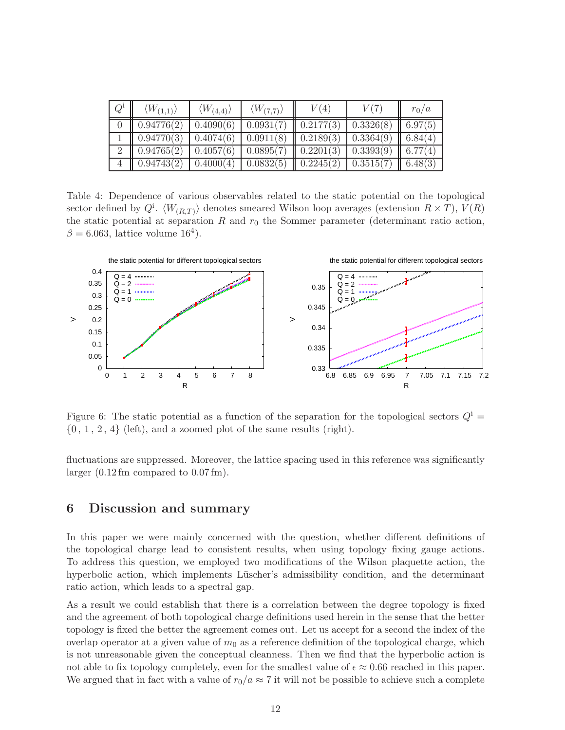| $Q^{\mathrm{i}}$ | $\langle W_{(1,1)} \rangle$ | $\langle W_{(4,4)} \rangle$ | $\langle W_{(7,7)} \rangle$ | $V(4)$ | $V(7)$ | $r_0/a$ |
|---|---|---|---|---|---|---|
| 0 | 0.94776(2) | 0.4090(6) | 0.0931(7) | 0.2177(3) | 0.3326(8) | 6.97(5) |
| 1 | 0.94770(3) | 0.4074(6) | 0.0911(8) | 0.2189(3) | 0.3364(9) | 6.84(4) |
| 2 | 0.94765(2) | 0.4057(6) | 0.0895(7) | 0.2201(3) | 0.3393(9) | 6.77(4) |
| 4 | 0.94743(2) | 0.4000(4) | 0.0832(5) | 0.2245(2) | 0.3515(7) | 6.48(3) |

Table 4: Dependence of various observables related to the static potential on the topological sector defined by $Q^{\mathrm{i}}$. $\langle W_{(R,T)} \rangle$ denotes smeared Wilson loop averages (extension $R \times T$), $V(R)$ the static potential at separation $R$ and $r_0$ the Sommer parameter (determinant ratio action, $\beta = 6.063$, lattice volume $16^4$).

the static potential for different topological sectors

Q = 4
Q = 2
Q = 1
Q = 0

V

R

0.4
0.35
0.3
0.25
0.2
0.15
0.1
0.05
0

0 1 2 3 4 5 6 7 8

the static potential for different topological sectors

Q = 4
Q = 2
Q = 1
Q = 0

V

R

0.35
0.345
0.34
0.335
0.33

6.8 6.85 6.9 6.95 7 7.05 7.1 7.15 7.2

Figure 6: The static potential as a function of the separation for the topological sectors $Q^{\mathrm{i}} = \{0\,,\,1\,,\,2\,,\,4\}$ (left), and a zoomed plot of the same results (right).

fluctuations are suppressed. Moreover, the lattice spacing used in this reference was significantly larger (0.12 fm compared to 0.07 fm).

## 6 Discussion and summary

In this paper we were mainly concerned with the question, whether different definitions of the topological charge lead to consistent results, when using topology fixing gauge actions. To address this question, we employed two modifications of the Wilson plaquette action, the hyperbolic action, which implements Lüscher's admissibility condition, and the determinant ratio action, which leads to a spectral gap.

As a result we could establish that there is a correlation between the degree topology is fixed and the agreement of both topological charge definitions used herein in the sense that the better topology is fixed the better the agreement comes out. Let us accept for a second the index of the overlap operator at a given value of $m_0$ as a reference definition of the topological charge, which is not unreasonable given the conceptual cleanness. Then we find that the hyperbolic action is not able to fix topology completely, even for the smallest value of $\epsilon \approx 0.66$ reached in this paper. We argued that in fact with a value of $r_0/a \approx 7$ it will not be possible to achieve such a complete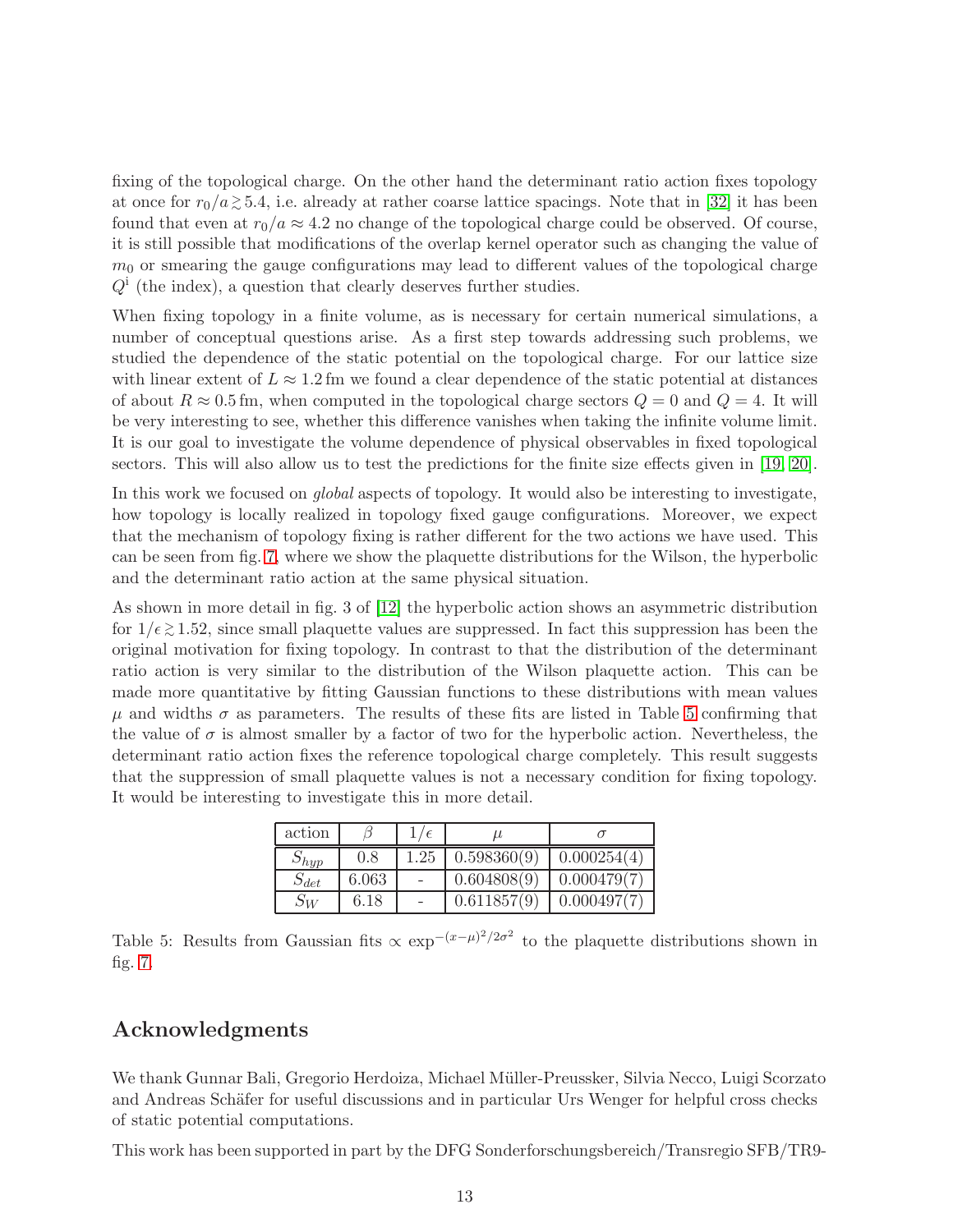fixing of the topological charge. On the other hand the determinant ratio action fixes topology at once for $r_0/a \gtrsim 5.4$, i.e. already at rather coarse lattice spacings. Note that in [32] it has been found that even at $r_0/a \approx 4.2$ no change of the topological charge could be observed. Of course, it is still possible that modifications of the overlap kernel operator such as changing the value of $m_0$ or smearing the gauge configurations may lead to different values of the topological charge $Q^{\rm i}$ (the index), a question that clearly deserves further studies.

When fixing topology in a finite volume, as is necessary for certain numerical simulations, a number of conceptual questions arise. As a first step towards addressing such problems, we studied the dependence of the static potential on the topological charge. For our lattice size with linear extent of $L \approx 1.2\,\mathrm{fm}$ we found a clear dependence of the static potential at distances of about $R \approx 0.5\,\mathrm{fm}$, when computed in the topological charge sectors $Q = 0$ and $Q = 4$. It will be very interesting to see, whether this difference vanishes when taking the infinite volume limit. It is our goal to investigate the volume dependence of physical observables in fixed topological sectors. This will also allow us to test the predictions for the finite size effects given in [19, 20].

In this work we focused on *global* aspects of topology. It would also be interesting to investigate, how topology is locally realized in topology fixed gauge configurations. Moreover, we expect that the mechanism of topology fixing is rather different for the two actions we have used. This can be seen from fig. 7, where we show the plaquette distributions for the Wilson, the hyperbolic and the determinant ratio action at the same physical situation.

As shown in more detail in fig. 3 of [12] the hyperbolic action shows an asymmetric distribution for $1/\epsilon \gtrsim 1.52$, since small plaquette values are suppressed. In fact this suppression has been the original motivation for fixing topology. In contrast to that the distribution of the determinant ratio action is very similar to the distribution of the Wilson plaquette action. This can be made more quantitative by fitting Gaussian functions to these distributions with mean values $\mu$ and widths $\sigma$ as parameters. The results of these fits are listed in Table 5 confirming that the value of $\sigma$ is almost smaller by a factor of two for the hyperbolic action. Nevertheless, the determinant ratio action fixes the reference topological charge completely. This result suggests that the suppression of small plaquette values is not a necessary condition for fixing topology. It would be interesting to investigate this in more detail.

| action | $\beta$ | $1/\epsilon$ | $\mu$ | $\sigma$ |
|---|---|---|---|---|
| $S_{hyp}$ | 0.8 | 1.25 | 0.598360(9) | 0.000254(4) |
| $S_{det}$ | 6.063 | - | 0.604808(9) | 0.000479(7) |
| $S_W$ | 6.18 | - | 0.611857(9) | 0.000497(7) |

Table 5: Results from Gaussian fits $\propto \exp^{-(x-\mu)^2/2\sigma^2}$ to the plaquette distributions shown in fig. 7.

## Acknowledgments

We thank Gunnar Bali, Gregorio Herdoiza, Michael Müller-Preussker, Silvia Necco, Luigi Scorzato and Andreas Schäfer for useful discussions and in particular Urs Wenger for helpful cross checks of static potential computations.

This work has been supported in part by the DFG Sonderforschungsbereich/Transregio SFB/TR9-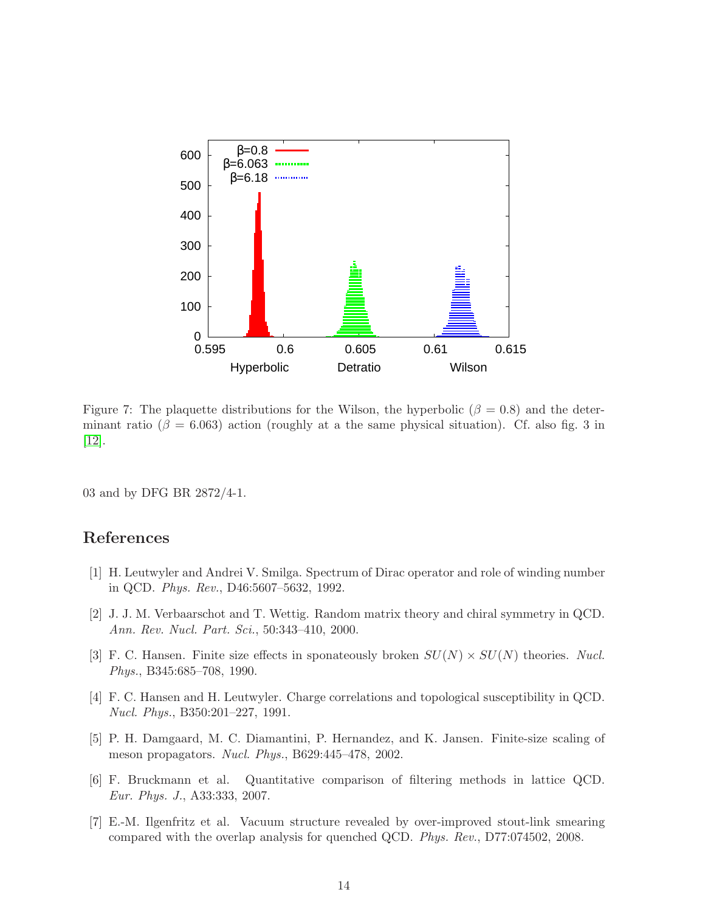β=0.8
β=6.063
β=6.18

600
500
400
300
200
100
0

0.595 0.6 0.605 0.61 0.615

Hyperbolic Detratio Wilson

Figure 7: The plaquette distributions for the Wilson, the hyperbolic ($\beta = 0.8$) and the determinant ratio ($\beta = 6.063$) action (roughly at a the same physical situation). Cf. also fig. 3 in [12].

03 and by DFG BR 2872/4-1.

## References

[1] H. Leutwyler and Andrei V. Smilga. Spectrum of Dirac operator and role of winding number in QCD. *Phys. Rev.*, D46:5607–5632, 1992.

[2] J. J. M. Verbaarschot and T. Wettig. Random matrix theory and chiral symmetry in QCD. *Ann. Rev. Nucl. Part. Sci.*, 50:343–410, 2000.

[3] F. C. Hansen. Finite size effects in sponateously broken $SU(N) \times SU(N)$ theories. *Nucl. Phys.*, B345:685–708, 1990.

[4] F. C. Hansen and H. Leutwyler. Charge correlations and topological susceptibility in QCD. *Nucl. Phys.*, B350:201–227, 1991.

[5] P. H. Damgaard, M. C. Diamantini, P. Hernandez, and K. Jansen. Finite-size scaling of meson propagators. *Nucl. Phys.*, B629:445–478, 2002.

[6] F. Bruckmann et al. Quantitative comparison of filtering methods in lattice QCD. *Eur. Phys. J.*, A33:333, 2007.

[7] E.-M. Ilgenfritz et al. Vacuum structure revealed by over-improved stout-link smearing compared with the overlap analysis for quenched QCD. *Phys. Rev.*, D77:074502, 2008.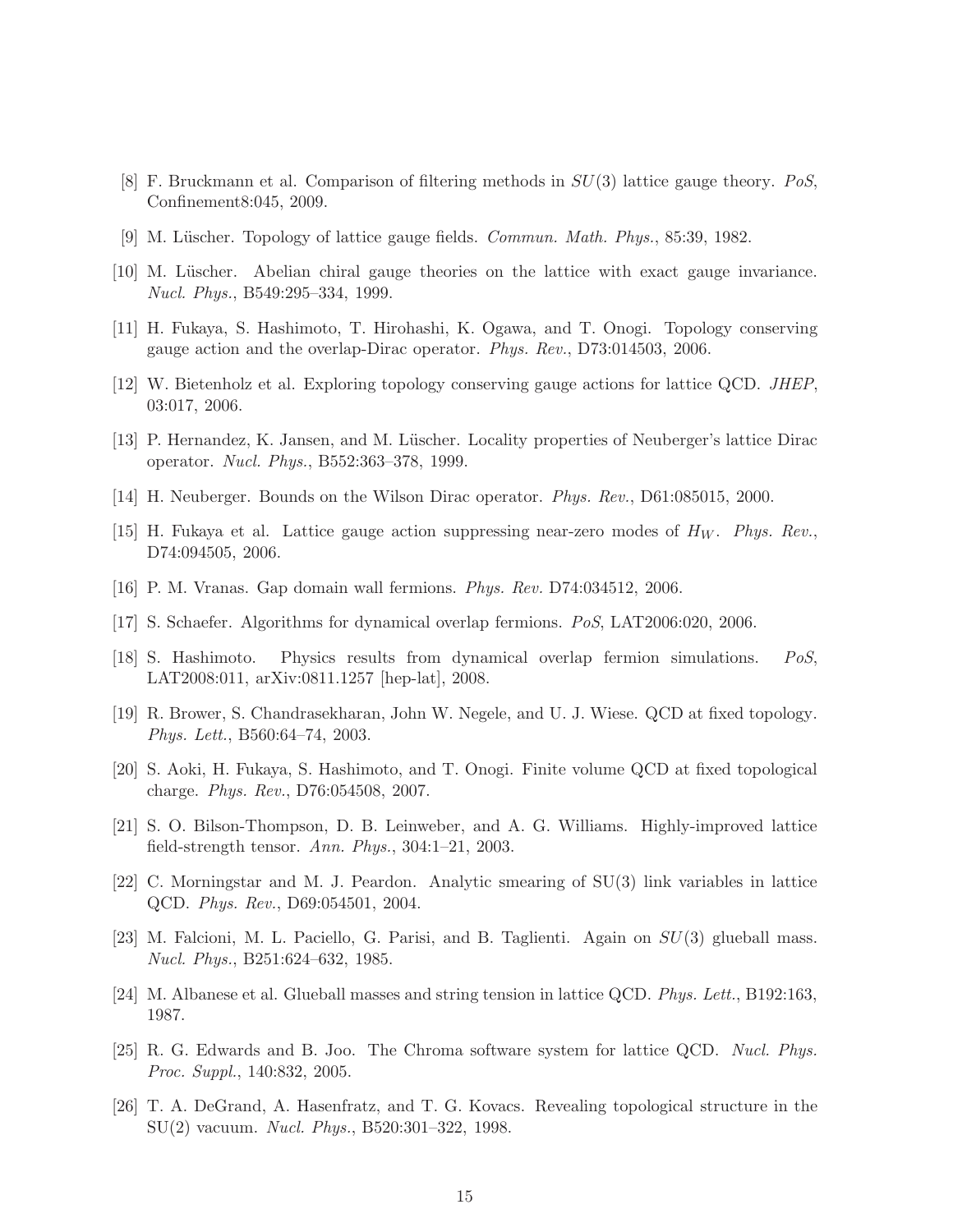[8] F. Bruckmann et al. Comparison of filtering methods in $SU(3)$ lattice gauge theory. *PoS*, Confinement8:045, 2009.

[9] M. Lüscher. Topology of lattice gauge fields. *Commun. Math. Phys.*, 85:39, 1982.

[10] M. Lüscher. Abelian chiral gauge theories on the lattice with exact gauge invariance. *Nucl. Phys.*, B549:295–334, 1999.

[11] H. Fukaya, S. Hashimoto, T. Hirohashi, K. Ogawa, and T. Onogi. Topology conserving gauge action and the overlap-Dirac operator. *Phys. Rev.*, D73:014503, 2006.

[12] W. Bietenholz et al. Exploring topology conserving gauge actions for lattice QCD. *JHEP*, 03:017, 2006.

[13] P. Hernandez, K. Jansen, and M. Lüscher. Locality properties of Neuberger's lattice Dirac operator. *Nucl. Phys.*, B552:363–378, 1999.

[14] H. Neuberger. Bounds on the Wilson Dirac operator. *Phys. Rev.*, D61:085015, 2000.

[15] H. Fukaya et al. Lattice gauge action suppressing near-zero modes of $H_W$. *Phys. Rev.*, D74:094505, 2006.

[16] P. M. Vranas. Gap domain wall fermions. *Phys. Rev.* D74:034512, 2006.

[17] S. Schaefer. Algorithms for dynamical overlap fermions. *PoS*, LAT2006:020, 2006.

[18] S. Hashimoto. Physics results from dynamical overlap fermion simulations. *PoS*, LAT2008:011, arXiv:0811.1257 [hep-lat], 2008.

[19] R. Brower, S. Chandrasekharan, John W. Negele, and U. J. Wiese. QCD at fixed topology. *Phys. Lett.*, B560:64–74, 2003.

[20] S. Aoki, H. Fukaya, S. Hashimoto, and T. Onogi. Finite volume QCD at fixed topological charge. *Phys. Rev.*, D76:054508, 2007.

[21] S. O. Bilson-Thompson, D. B. Leinweber, and A. G. Williams. Highly-improved lattice field-strength tensor. *Ann. Phys.*, 304:1–21, 2003.

[22] C. Morningstar and M. J. Peardon. Analytic smearing of SU(3) link variables in lattice QCD. *Phys. Rev.*, D69:054501, 2004.

[23] M. Falcioni, M. L. Paciello, G. Parisi, and B. Taglienti. Again on $SU(3)$ glueball mass. *Nucl. Phys.*, B251:624–632, 1985.

[24] M. Albanese et al. Glueball masses and string tension in lattice QCD. *Phys. Lett.*, B192:163, 1987.

[25] R. G. Edwards and B. Joo. The Chroma software system for lattice QCD. *Nucl. Phys. Proc. Suppl.*, 140:832, 2005.

[26] T. A. DeGrand, A. Hasenfratz, and T. G. Kovacs. Revealing topological structure in the SU(2) vacuum. *Nucl. Phys.*, B520:301–322, 1998.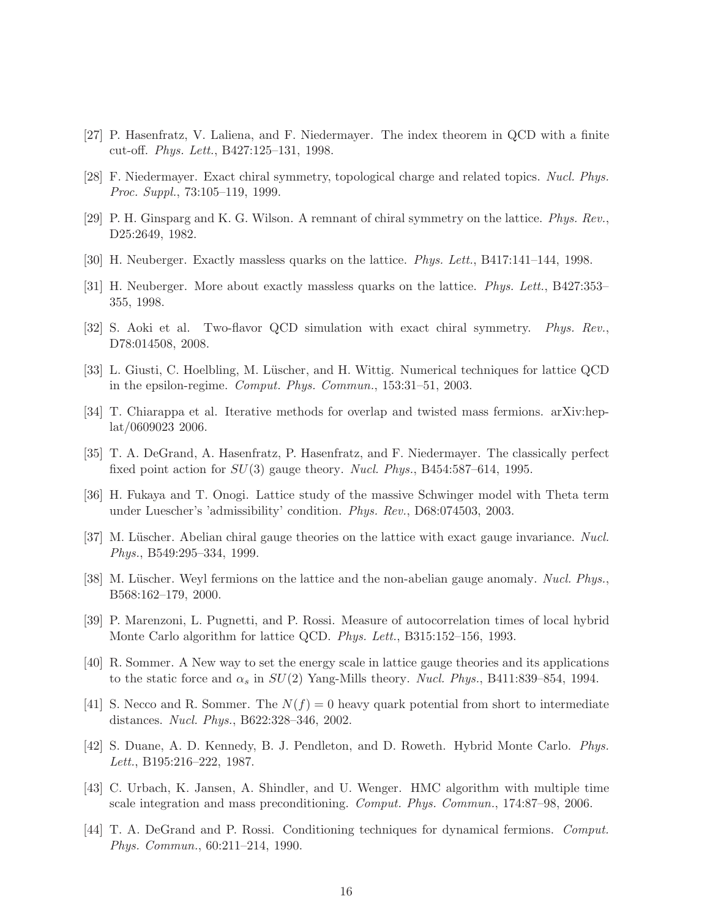[27] P. Hasenfratz, V. Laliena, and F. Niedermayer. The index theorem in QCD with a finite cut-off. *Phys. Lett.*, B427:125–131, 1998.

[28] F. Niedermayer. Exact chiral symmetry, topological charge and related topics. *Nucl. Phys. Proc. Suppl.*, 73:105–119, 1999.

[29] P. H. Ginsparg and K. G. Wilson. A remnant of chiral symmetry on the lattice. *Phys. Rev.*, D25:2649, 1982.

[30] H. Neuberger. Exactly massless quarks on the lattice. *Phys. Lett.*, B417:141–144, 1998.

[31] H. Neuberger. More about exactly massless quarks on the lattice. *Phys. Lett.*, B427:353–355, 1998.

[32] S. Aoki et al. Two-flavor QCD simulation with exact chiral symmetry. *Phys. Rev.*, D78:014508, 2008.

[33] L. Giusti, C. Hoelbling, M. Lüscher, and H. Wittig. Numerical techniques for lattice QCD in the epsilon-regime. *Comput. Phys. Commun.*, 153:31–51, 2003.

[34] T. Chiarappa et al. Iterative methods for overlap and twisted mass fermions. arXiv:hep-lat/0609023 2006.

[35] T. A. DeGrand, A. Hasenfratz, P. Hasenfratz, and F. Niedermayer. The classically perfect fixed point action for $SU(3)$ gauge theory. *Nucl. Phys.*, B454:587–614, 1995.

[36] H. Fukaya and T. Onogi. Lattice study of the massive Schwinger model with Theta term under Luescher's 'admissibility' condition. *Phys. Rev.*, D68:074503, 2003.

[37] M. Lüscher. Abelian chiral gauge theories on the lattice with exact gauge invariance. *Nucl. Phys.*, B549:295–334, 1999.

[38] M. Lüscher. Weyl fermions on the lattice and the non-abelian gauge anomaly. *Nucl. Phys.*, B568:162–179, 2000.

[39] P. Marenzoni, L. Pugnetti, and P. Rossi. Measure of autocorrelation times of local hybrid Monte Carlo algorithm for lattice QCD. *Phys. Lett.*, B315:152–156, 1993.

[40] R. Sommer. A New way to set the energy scale in lattice gauge theories and its applications to the static force and $\alpha_s$ in $SU(2)$ Yang-Mills theory. *Nucl. Phys.*, B411:839–854, 1994.

[41] S. Necco and R. Sommer. The $N(f) = 0$ heavy quark potential from short to intermediate distances. *Nucl. Phys.*, B622:328–346, 2002.

[42] S. Duane, A. D. Kennedy, B. J. Pendleton, and D. Roweth. Hybrid Monte Carlo. *Phys. Lett.*, B195:216–222, 1987.

[43] C. Urbach, K. Jansen, A. Shindler, and U. Wenger. HMC algorithm with multiple time scale integration and mass preconditioning. *Comput. Phys. Commun.*, 174:87–98, 2006.

[44] T. A. DeGrand and P. Rossi. Conditioning techniques for dynamical fermions. *Comput. Phys. Commun.*, 60:211–214, 1990.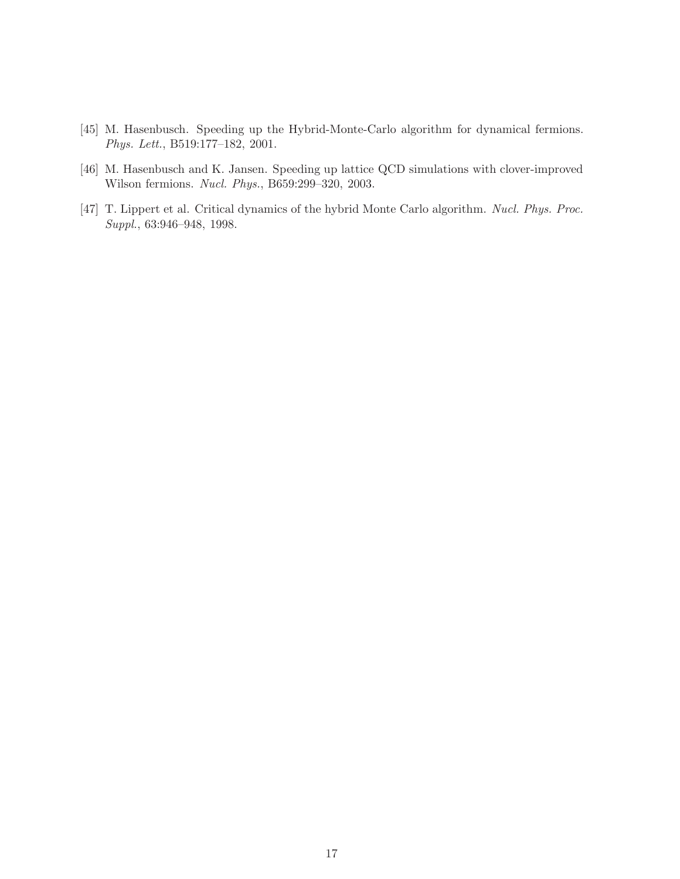[45] M. Hasenbusch. Speeding up the Hybrid-Monte-Carlo algorithm for dynamical fermions. *Phys. Lett.*, B519:177–182, 2001.

[46] M. Hasenbusch and K. Jansen. Speeding up lattice QCD simulations with clover-improved Wilson fermions. *Nucl. Phys.*, B659:299–320, 2003.

[47] T. Lippert et al. Critical dynamics of the hybrid Monte Carlo algorithm. *Nucl. Phys. Proc. Suppl.*, 63:946–948, 1998.